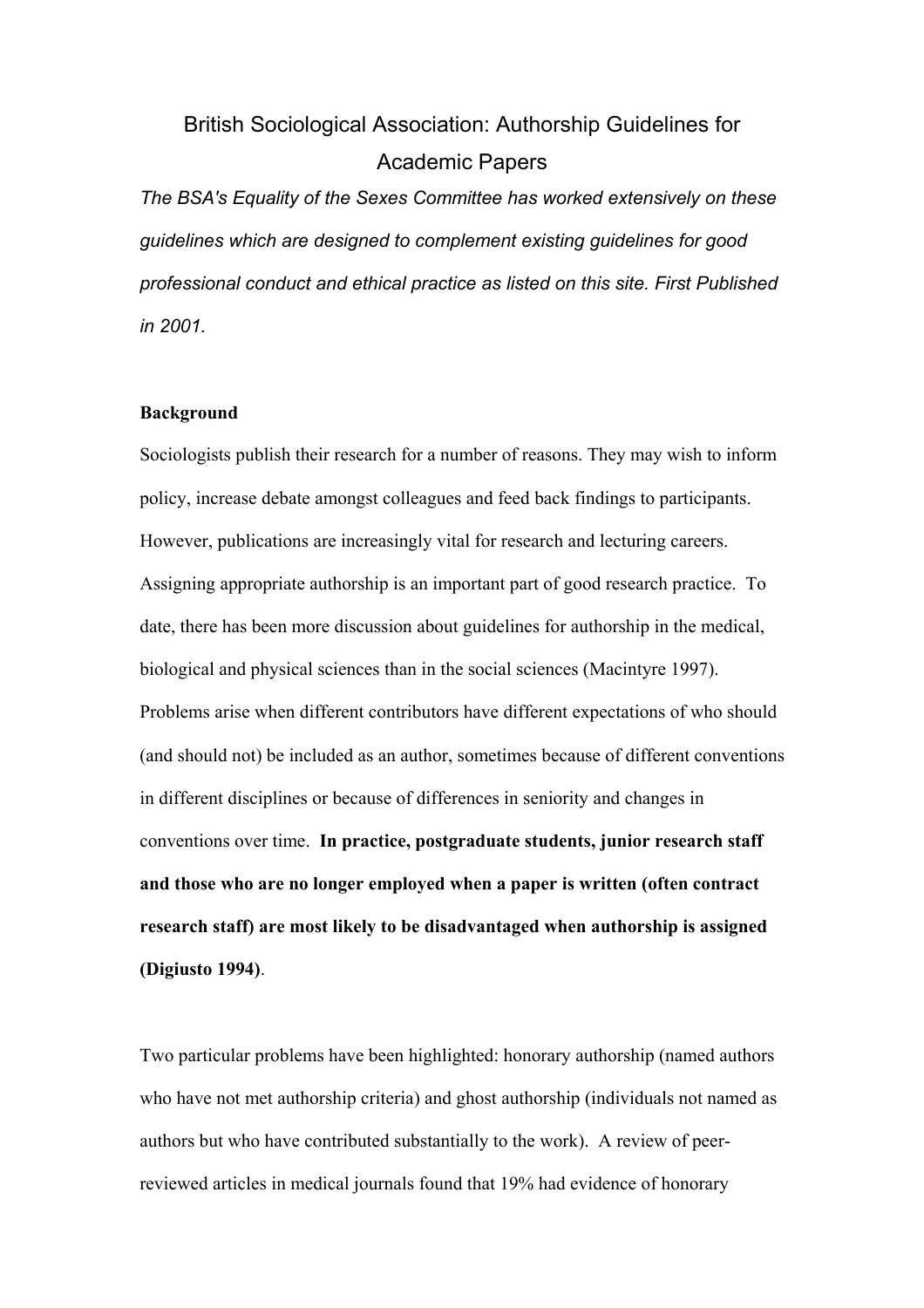# British Sociological Association: Authorship Guidelines for Academic Papers

*The BSA's Equality of the Sexes Committee has worked extensively on these guidelines which are designed to complement existing guidelines for good professional conduct and ethical practice as listed on this site. First Published in 2001.*

**Background**

Sociologists publish their research for a number of reasons. They may wish to inform policy, increase debate amongst colleagues and feed back findings to participants. However, publications are increasingly vital for research and lecturing careers. Assigning appropriate authorship is an important part of good research practice. To date, there has been more discussion about guidelines for authorship in the medical, biological and physical sciences than in the social sciences (Macintyre 1997). Problems arise when different contributors have different expectations of who should (and should not) be included as an author, sometimes because of different conventions in different disciplines or because of differences in seniority and changes in conventions over time. **In practice, postgraduate students, junior research staff and those who are no longer employed when a paper is written (often contract research staff) are most likely to be disadvantaged when authorship is assigned (Digiusto 1994)**.

Two particular problems have been highlighted: honorary authorship (named authors who have not met authorship criteria) and ghost authorship (individuals not named as authors but who have contributed substantially to the work). A review of peer-reviewed articles in medical journals found that 19% had evidence of honorary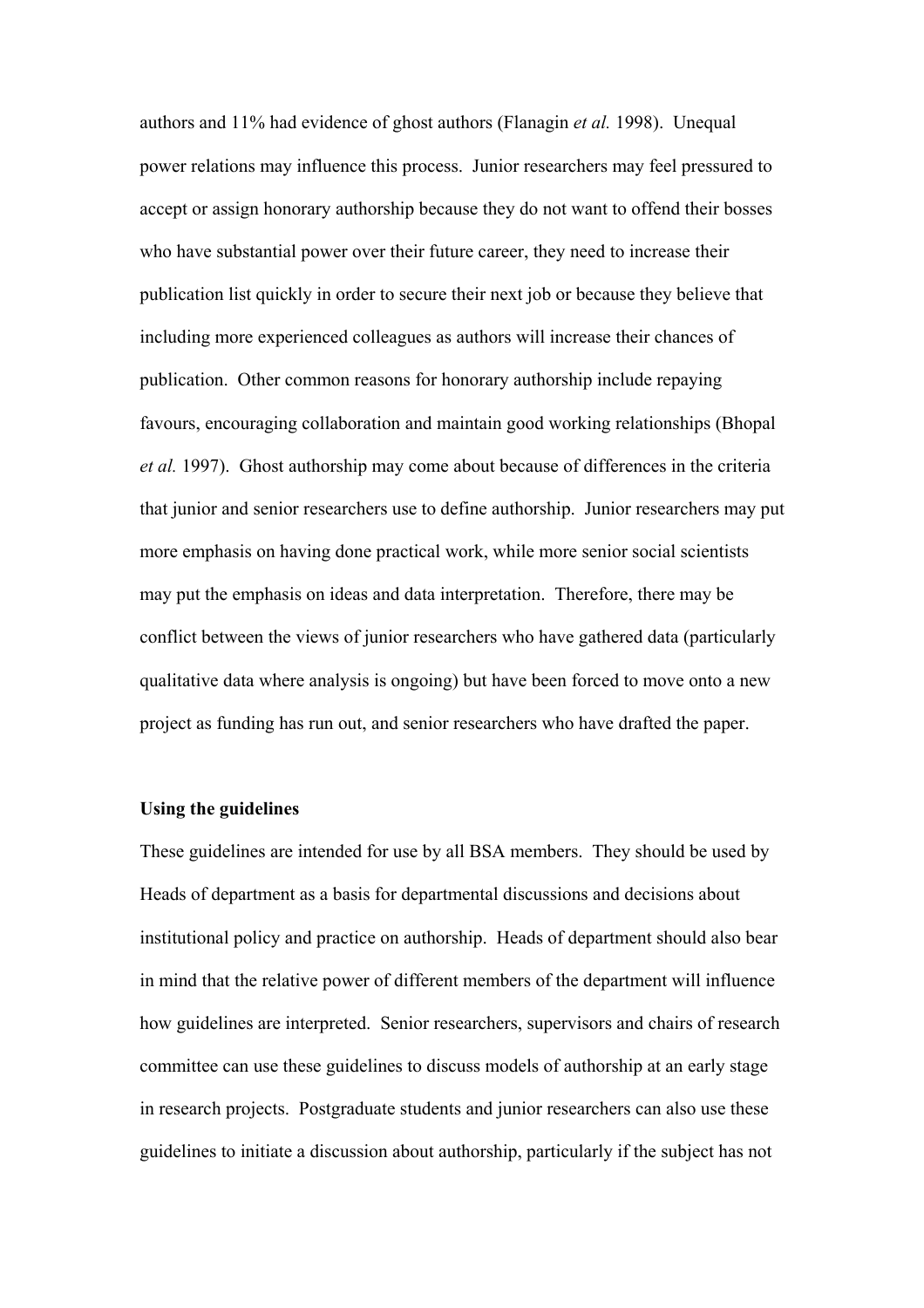authors and 11% had evidence of ghost authors (Flanagin *et al.* 1998). Unequal power relations may influence this process. Junior researchers may feel pressured to accept or assign honorary authorship because they do not want to offend their bosses who have substantial power over their future career, they need to increase their publication list quickly in order to secure their next job or because they believe that including more experienced colleagues as authors will increase their chances of publication. Other common reasons for honorary authorship include repaying favours, encouraging collaboration and maintain good working relationships (Bhopal *et al.* 1997). Ghost authorship may come about because of differences in the criteria that junior and senior researchers use to define authorship. Junior researchers may put more emphasis on having done practical work, while more senior social scientists may put the emphasis on ideas and data interpretation. Therefore, there may be conflict between the views of junior researchers who have gathered data (particularly qualitative data where analysis is ongoing) but have been forced to move onto a new project as funding has run out, and senior researchers who have drafted the paper.

**Using the guidelines**

These guidelines are intended for use by all BSA members. They should be used by Heads of department as a basis for departmental discussions and decisions about institutional policy and practice on authorship. Heads of department should also bear in mind that the relative power of different members of the department will influence how guidelines are interpreted. Senior researchers, supervisors and chairs of research committee can use these guidelines to discuss models of authorship at an early stage in research projects. Postgraduate students and junior researchers can also use these guidelines to initiate a discussion about authorship, particularly if the subject has not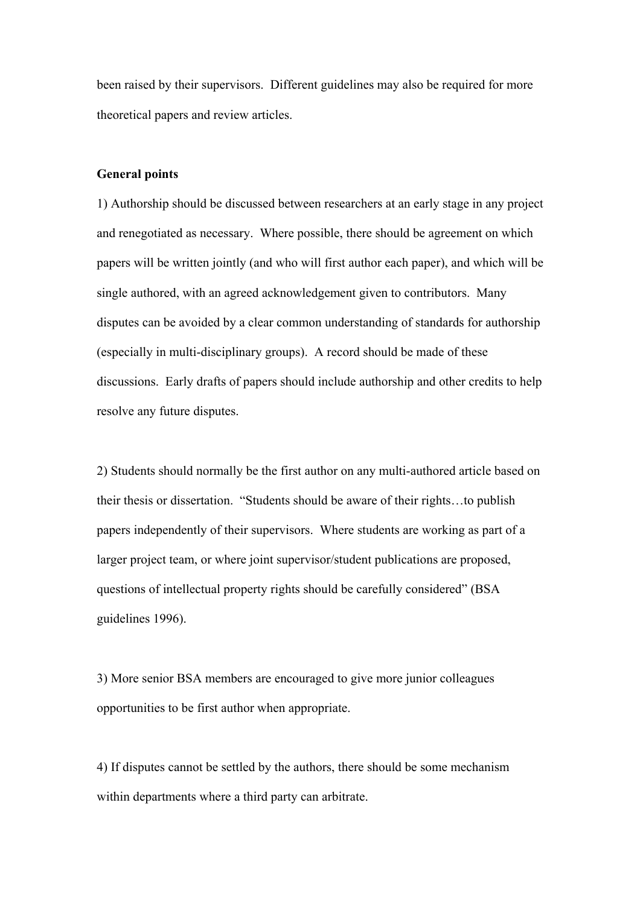been raised by their supervisors. Different guidelines may also be required for more theoretical papers and review articles.

**General points**

1) Authorship should be discussed between researchers at an early stage in any project and renegotiated as necessary. Where possible, there should be agreement on which papers will be written jointly (and who will first author each paper), and which will be single authored, with an agreed acknowledgement given to contributors. Many disputes can be avoided by a clear common understanding of standards for authorship (especially in multi-disciplinary groups). A record should be made of these discussions. Early drafts of papers should include authorship and other credits to help resolve any future disputes.

2) Students should normally be the first author on any multi-authored article based on their thesis or dissertation. "Students should be aware of their rights…to publish papers independently of their supervisors. Where students are working as part of a larger project team, or where joint supervisor/student publications are proposed, questions of intellectual property rights should be carefully considered" (BSA guidelines 1996).

3) More senior BSA members are encouraged to give more junior colleagues opportunities to be first author when appropriate.

4) If disputes cannot be settled by the authors, there should be some mechanism within departments where a third party can arbitrate.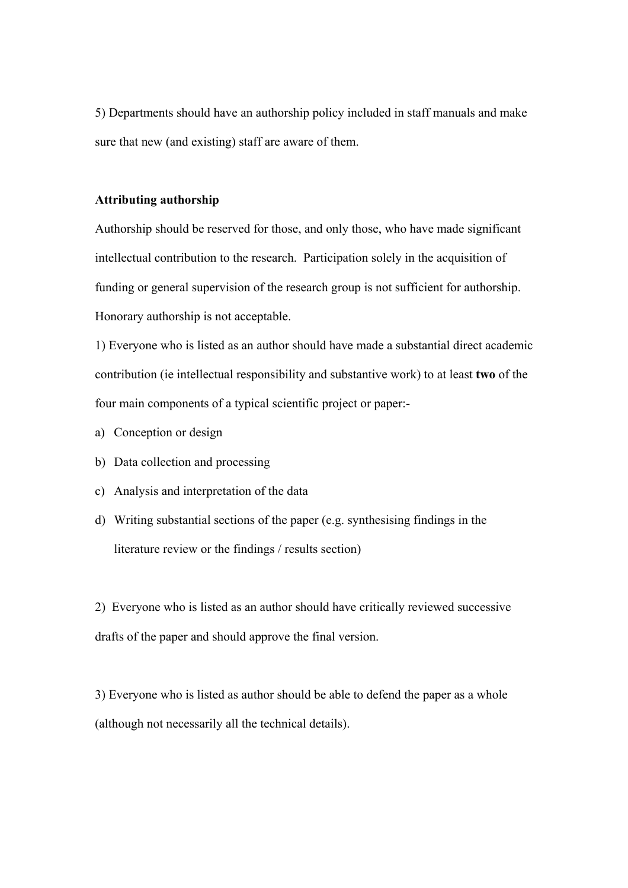5) Departments should have an authorship policy included in staff manuals and make sure that new (and existing) staff are aware of them.

**Attributing authorship**

Authorship should be reserved for those, and only those, who have made significant intellectual contribution to the research. Participation solely in the acquisition of funding or general supervision of the research group is not sufficient for authorship. Honorary authorship is not acceptable.

1) Everyone who is listed as an author should have made a substantial direct academic contribution (ie intellectual responsibility and substantive work) to at least **two** of the four main components of a typical scientific project or paper:-

a) Conception or design
b) Data collection and processing
c) Analysis and interpretation of the data
d) Writing substantial sections of the paper (e.g. synthesising findings in the literature review or the findings / results section)

2) Everyone who is listed as an author should have critically reviewed successive drafts of the paper and should approve the final version.

3) Everyone who is listed as author should be able to defend the paper as a whole (although not necessarily all the technical details).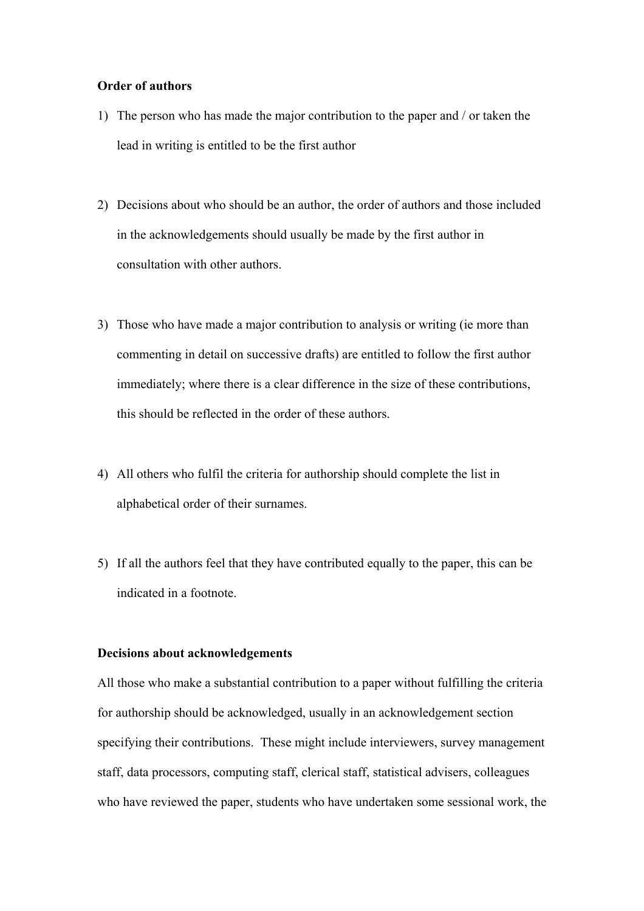**Order of authors**

1) The person who has made the major contribution to the paper and / or taken the lead in writing is entitled to be the first author

2) Decisions about who should be an author, the order of authors and those included in the acknowledgements should usually be made by the first author in consultation with other authors.

3) Those who have made a major contribution to analysis or writing (ie more than commenting in detail on successive drafts) are entitled to follow the first author immediately; where there is a clear difference in the size of these contributions, this should be reflected in the order of these authors.

4) All others who fulfil the criteria for authorship should complete the list in alphabetical order of their surnames.

5) If all the authors feel that they have contributed equally to the paper, this can be indicated in a footnote.

**Decisions about acknowledgements**

All those who make a substantial contribution to a paper without fulfilling the criteria for authorship should be acknowledged, usually in an acknowledgement section specifying their contributions. These might include interviewers, survey management staff, data processors, computing staff, clerical staff, statistical advisers, colleagues who have reviewed the paper, students who have undertaken some sessional work, the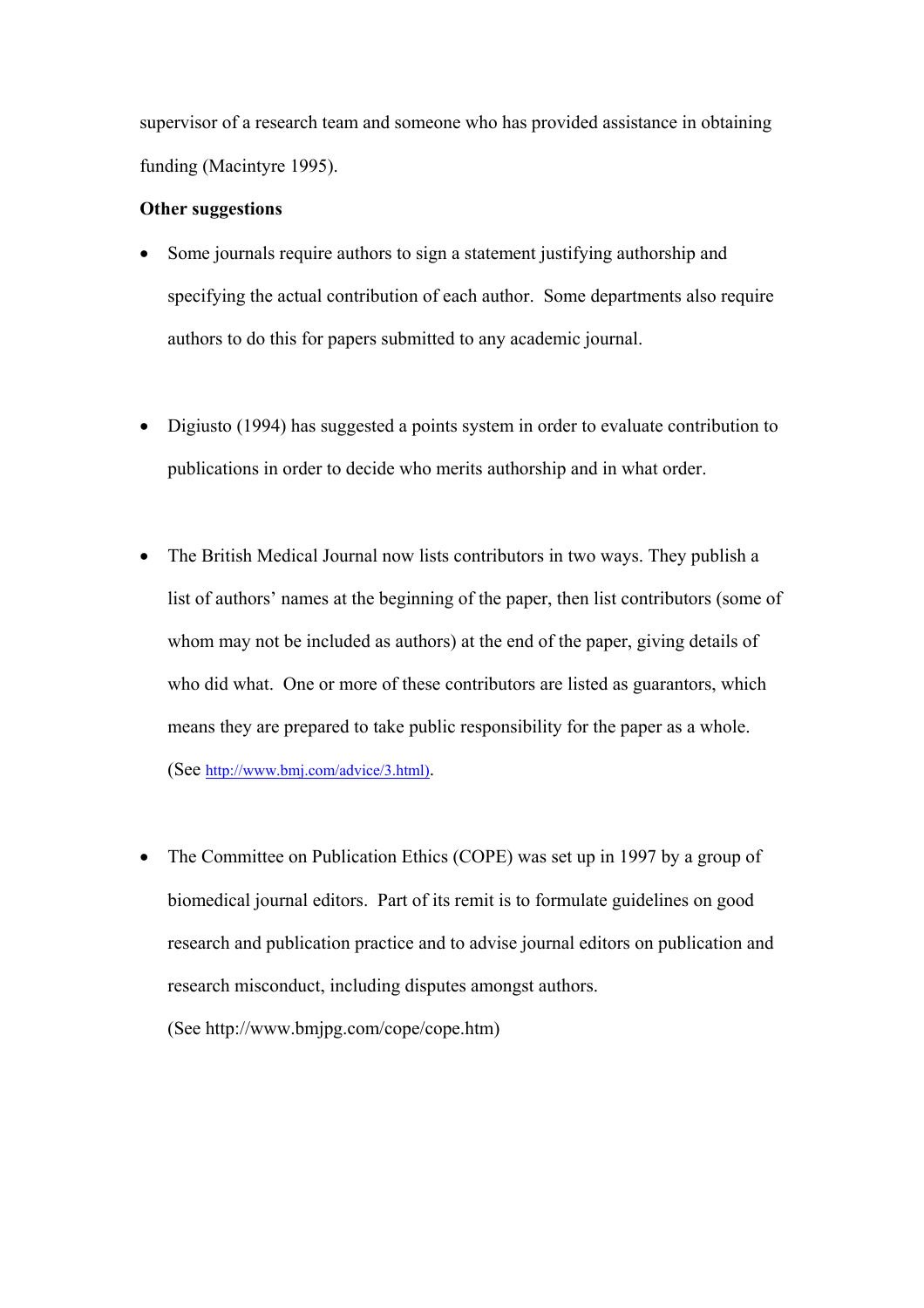supervisor of a research team and someone who has provided assistance in obtaining funding (Macintyre 1995).

**Other suggestions**

- Some journals require authors to sign a statement justifying authorship and specifying the actual contribution of each author.  Some departments also require authors to do this for papers submitted to any academic journal.

- Digiusto (1994) has suggested a points system in order to evaluate contribution to publications in order to decide who merits authorship and in what order.

- The British Medical Journal now lists contributors in two ways. They publish a list of authors' names at the beginning of the paper, then list contributors (some of whom may not be included as authors) at the end of the paper, giving details of who did what.  One or more of these contributors are listed as guarantors, which means they are prepared to take public responsibility for the paper as a whole. (See http://www.bmj.com/advice/3.html).

- The Committee on Publication Ethics (COPE) was set up in 1997 by a group of biomedical journal editors.  Part of its remit is to formulate guidelines on good research and publication practice and to advise journal editors on publication and research misconduct, including disputes amongst authors.
  (See http://www.bmjpg.com/cope/cope.htm)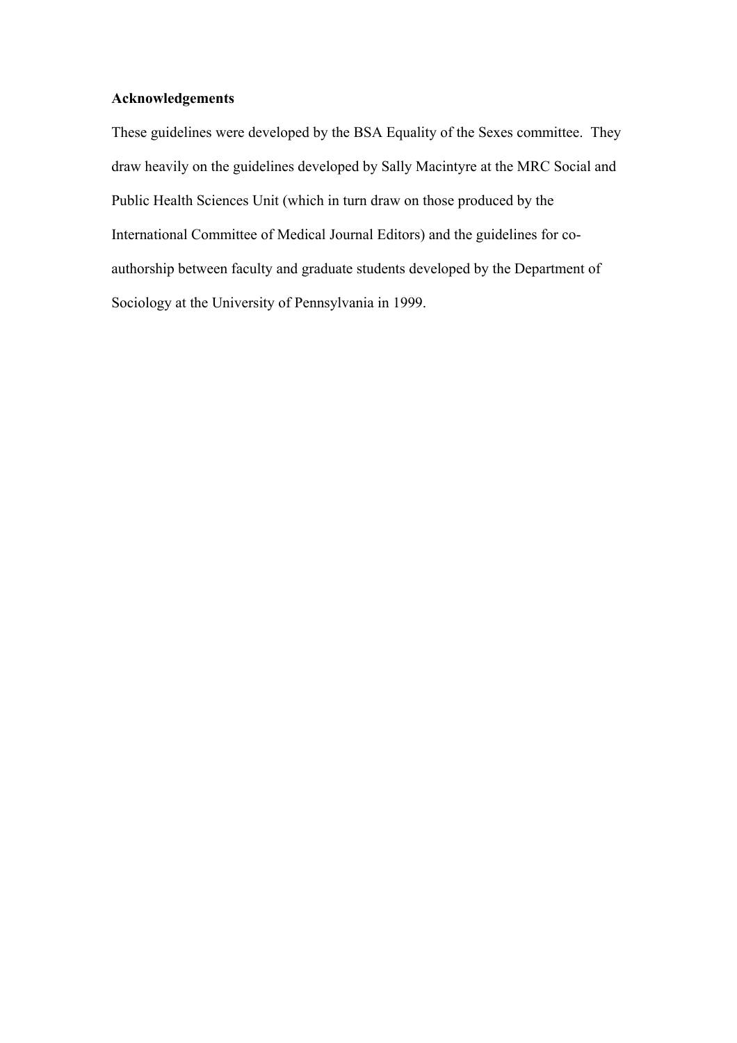**Acknowledgements**

These guidelines were developed by the BSA Equality of the Sexes committee. They draw heavily on the guidelines developed by Sally Macintyre at the MRC Social and Public Health Sciences Unit (which in turn draw on those produced by the International Committee of Medical Journal Editors) and the guidelines for co-authorship between faculty and graduate students developed by the Department of Sociology at the University of Pennsylvania in 1999.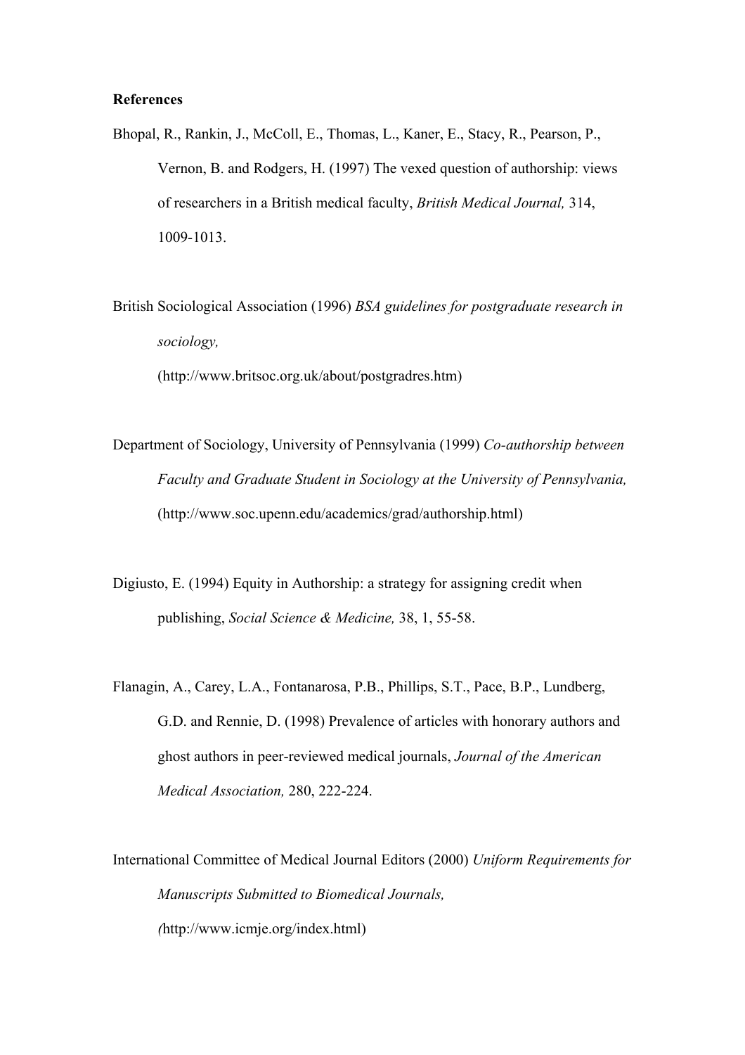**References**

Bhopal, R., Rankin, J., McColl, E., Thomas, L., Kaner, E., Stacy, R., Pearson, P., Vernon, B. and Rodgers, H. (1997) The vexed question of authorship: views of researchers in a British medical faculty, *British Medical Journal,* 314, 1009-1013.

British Sociological Association (1996) *BSA guidelines for postgraduate research in sociology,* (http://www.britsoc.org.uk/about/postgradres.htm)

Department of Sociology, University of Pennsylvania (1999) *Co-authorship between Faculty and Graduate Student in Sociology at the University of Pennsylvania,* (http://www.soc.upenn.edu/academics/grad/authorship.html)

Digiusto, E. (1994) Equity in Authorship: a strategy for assigning credit when publishing, *Social Science & Medicine,* 38, 1, 55-58.

Flanagin, A., Carey, L.A., Fontanarosa, P.B., Phillips, S.T., Pace, B.P., Lundberg, G.D. and Rennie, D. (1998) Prevalence of articles with honorary authors and ghost authors in peer-reviewed medical journals, *Journal of the American Medical Association,* 280, 222-224.

International Committee of Medical Journal Editors (2000) *Uniform Requirements for Manuscripts Submitted to Biomedical Journals,* (http://www.icmje.org/index.html)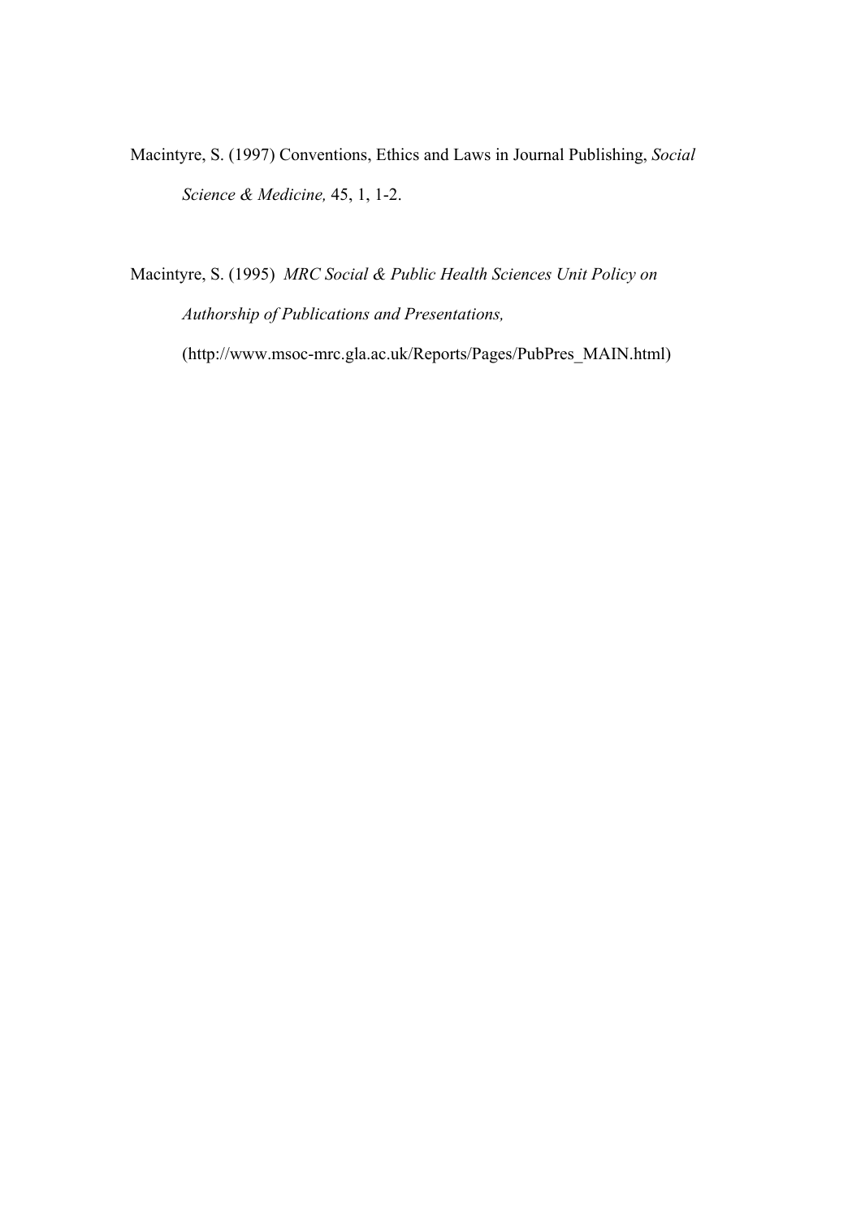Macintyre, S. (1997) Conventions, Ethics and Laws in Journal Publishing, *Social Science & Medicine,* 45, 1, 1-2.

Macintyre, S. (1995) *MRC Social & Public Health Sciences Unit Policy on Authorship of Publications and Presentations,* (http://www.msoc-mrc.gla.ac.uk/Reports/Pages/PubPres_MAIN.html)